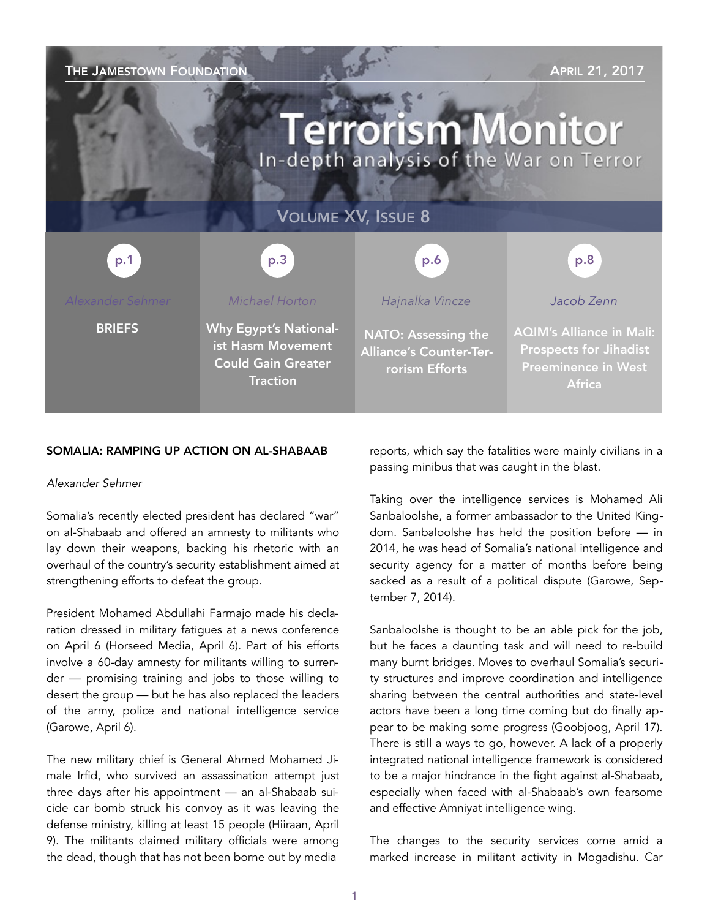THE JAMESTOWN FOUNDATION — APRIL 21, 2017

# Terrorism Monitor

In-depth analysis of the War on Terror

VOLUME XV, ISSUE 8

| p.1 | p.3 | p.6 | p.8 |
| --- | --- | --- | --- |
| *Alexander Sehmer* | *Michael Horton* | *Hajnalka Vincze* | *Jacob Zenn* |
| **BRIEFS** | **Why Egypt's Nationalist Hasm Movement Could Gain Greater Traction** | **NATO: Assessing the Alliance's Counter-Terrorism Efforts** | **AQIM's Alliance in Mali: Prospects for Jihadist Preeminence in West Africa** |

## SOMALIA: RAMPING UP ACTION ON AL-SHABAAB

*Alexander Sehmer*

Somalia's recently elected president has declared "war" on al-Shabaab and offered an amnesty to militants who lay down their weapons, backing his rhetoric with an overhaul of the country's security establishment aimed at strengthening efforts to defeat the group.

President Mohamed Abdullahi Farmajo made his declaration dressed in military fatigues at a news conference on April 6 (Horseed Media, April 6). Part of his efforts involve a 60-day amnesty for militants willing to surrender — promising training and jobs to those willing to desert the group — but he has also replaced the leaders of the army, police and national intelligence service (Garowe, April 6).

The new military chief is General Ahmed Mohamed Jimale Irfid, who survived an assassination attempt just three days after his appointment — an al-Shabaab suicide car bomb struck his convoy as it was leaving the defense ministry, killing at least 15 people (Hiiraan, April 9). The militants claimed military officials were among the dead, though that has not been borne out by media reports, which say the fatalities were mainly civilians in a passing minibus that was caught in the blast.

Taking over the intelligence services is Mohamed Ali Sanbaloolshe, a former ambassador to the United Kingdom. Sanbaloolshe has held the position before — in 2014, he was head of Somalia's national intelligence and security agency for a matter of months before being sacked as a result of a political dispute (Garowe, September 7, 2014).

Sanbaloolshe is thought to be an able pick for the job, but he faces a daunting task and will need to re-build many burnt bridges. Moves to overhaul Somalia's security structures and improve coordination and intelligence sharing between the central authorities and state-level actors have been a long time coming but do finally appear to be making some progress (Goobjoog, April 17). There is still a ways to go, however. A lack of a properly integrated national intelligence framework is considered to be a major hindrance in the fight against al-Shabaab, especially when faced with al-Shabaab's own fearsome and effective Amniyat intelligence wing.

The changes to the security services come amid a marked increase in militant activity in Mogadishu. Car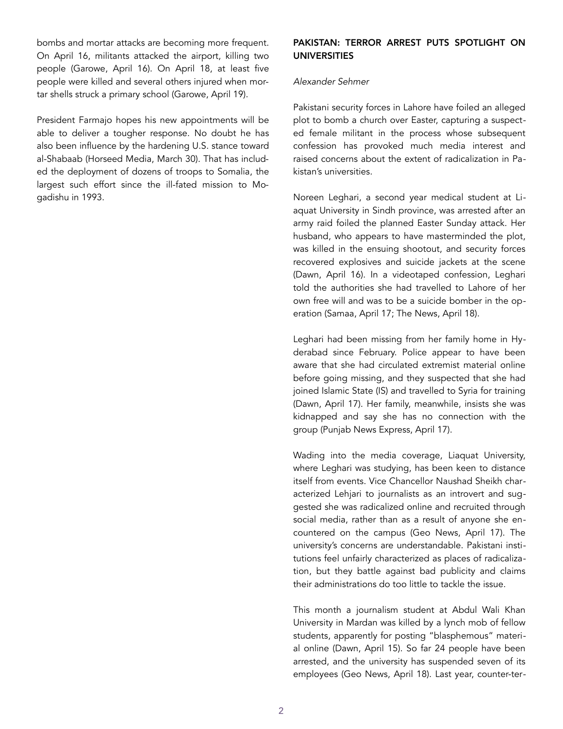bombs and mortar attacks are becoming more frequent. On April 16, militants attacked the airport, killing two people (Garowe, April 16). On April 18, at least five people were killed and several others injured when mortar shells struck a primary school (Garowe, April 19).

President Farmajo hopes his new appointments will be able to deliver a tougher response. No doubt he has also been influence by the hardening U.S. stance toward al-Shabaab (Horseed Media, March 30). That has included the deployment of dozens of troops to Somalia, the largest such effort since the ill-fated mission to Mogadishu in 1993.

## PAKISTAN: TERROR ARREST PUTS SPOTLIGHT ON UNIVERSITIES

*Alexander Sehmer*

Pakistani security forces in Lahore have foiled an alleged plot to bomb a church over Easter, capturing a suspected female militant in the process whose subsequent confession has provoked much media interest and raised concerns about the extent of radicalization in Pakistan's universities.

Noreen Leghari, a second year medical student at Liaquat University in Sindh province, was arrested after an army raid foiled the planned Easter Sunday attack. Her husband, who appears to have masterminded the plot, was killed in the ensuing shootout, and security forces recovered explosives and suicide jackets at the scene (Dawn, April 16). In a videotaped confession, Leghari told the authorities she had travelled to Lahore of her own free will and was to be a suicide bomber in the operation (Samaa, April 17; The News, April 18).

Leghari had been missing from her family home in Hyderabad since February. Police appear to have been aware that she had circulated extremist material online before going missing, and they suspected that she had joined Islamic State (IS) and travelled to Syria for training (Dawn, April 17). Her family, meanwhile, insists she was kidnapped and say she has no connection with the group (Punjab News Express, April 17).

Wading into the media coverage, Liaquat University, where Leghari was studying, has been keen to distance itself from events. Vice Chancellor Naushad Sheikh characterized Lehjari to journalists as an introvert and suggested she was radicalized online and recruited through social media, rather than as a result of anyone she encountered on the campus (Geo News, April 17). The university's concerns are understandable. Pakistani institutions feel unfairly characterized as places of radicalization, but they battle against bad publicity and claims their administrations do too little to tackle the issue.

This month a journalism student at Abdul Wali Khan University in Mardan was killed by a lynch mob of fellow students, apparently for posting "blasphemous" material online (Dawn, April 15). So far 24 people have been arrested, and the university has suspended seven of its employees (Geo News, April 18). Last year, counter-ter-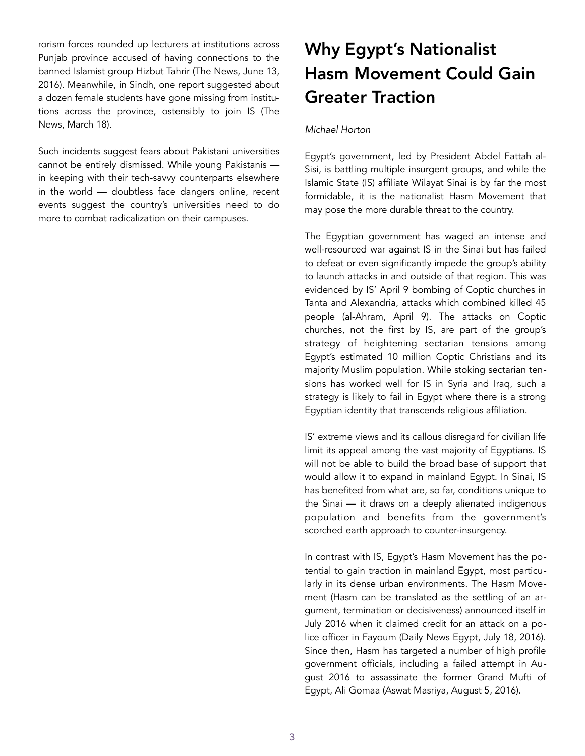rorism forces rounded up lecturers at institutions across Punjab province accused of having connections to the banned Islamist group Hizbut Tahrir (The News, June 13, 2016). Meanwhile, in Sindh, one report suggested about a dozen female students have gone missing from institutions across the province, ostensibly to join IS (The News, March 18).

Such incidents suggest fears about Pakistani universities cannot be entirely dismissed. While young Pakistanis — in keeping with their tech-savvy counterparts elsewhere in the world — doubtless face dangers online, recent events suggest the country's universities need to do more to combat radicalization on their campuses.

# Why Egypt's Nationalist Hasm Movement Could Gain Greater Traction

*Michael Horton*

Egypt's government, led by President Abdel Fattah al-Sisi, is battling multiple insurgent groups, and while the Islamic State (IS) affiliate Wilayat Sinai is by far the most formidable, it is the nationalist Hasm Movement that may pose the more durable threat to the country.

The Egyptian government has waged an intense and well-resourced war against IS in the Sinai but has failed to defeat or even significantly impede the group's ability to launch attacks in and outside of that region. This was evidenced by IS' April 9 bombing of Coptic churches in Tanta and Alexandria, attacks which combined killed 45 people (al-Ahram, April 9). The attacks on Coptic churches, not the first by IS, are part of the group's strategy of heightening sectarian tensions among Egypt's estimated 10 million Coptic Christians and its majority Muslim population. While stoking sectarian tensions has worked well for IS in Syria and Iraq, such a strategy is likely to fail in Egypt where there is a strong Egyptian identity that transcends religious affiliation.

IS' extreme views and its callous disregard for civilian life limit its appeal among the vast majority of Egyptians. IS will not be able to build the broad base of support that would allow it to expand in mainland Egypt. In Sinai, IS has benefited from what are, so far, conditions unique to the Sinai — it draws on a deeply alienated indigenous population and benefits from the government's scorched earth approach to counter-insurgency.

In contrast with IS, Egypt's Hasm Movement has the potential to gain traction in mainland Egypt, most particularly in its dense urban environments. The Hasm Movement (Hasm can be translated as the settling of an argument, termination or decisiveness) announced itself in July 2016 when it claimed credit for an attack on a police officer in Fayoum (Daily News Egypt, July 18, 2016). Since then, Hasm has targeted a number of high profile government officials, including a failed attempt in August 2016 to assassinate the former Grand Mufti of Egypt, Ali Gomaa (Aswat Masriya, August 5, 2016).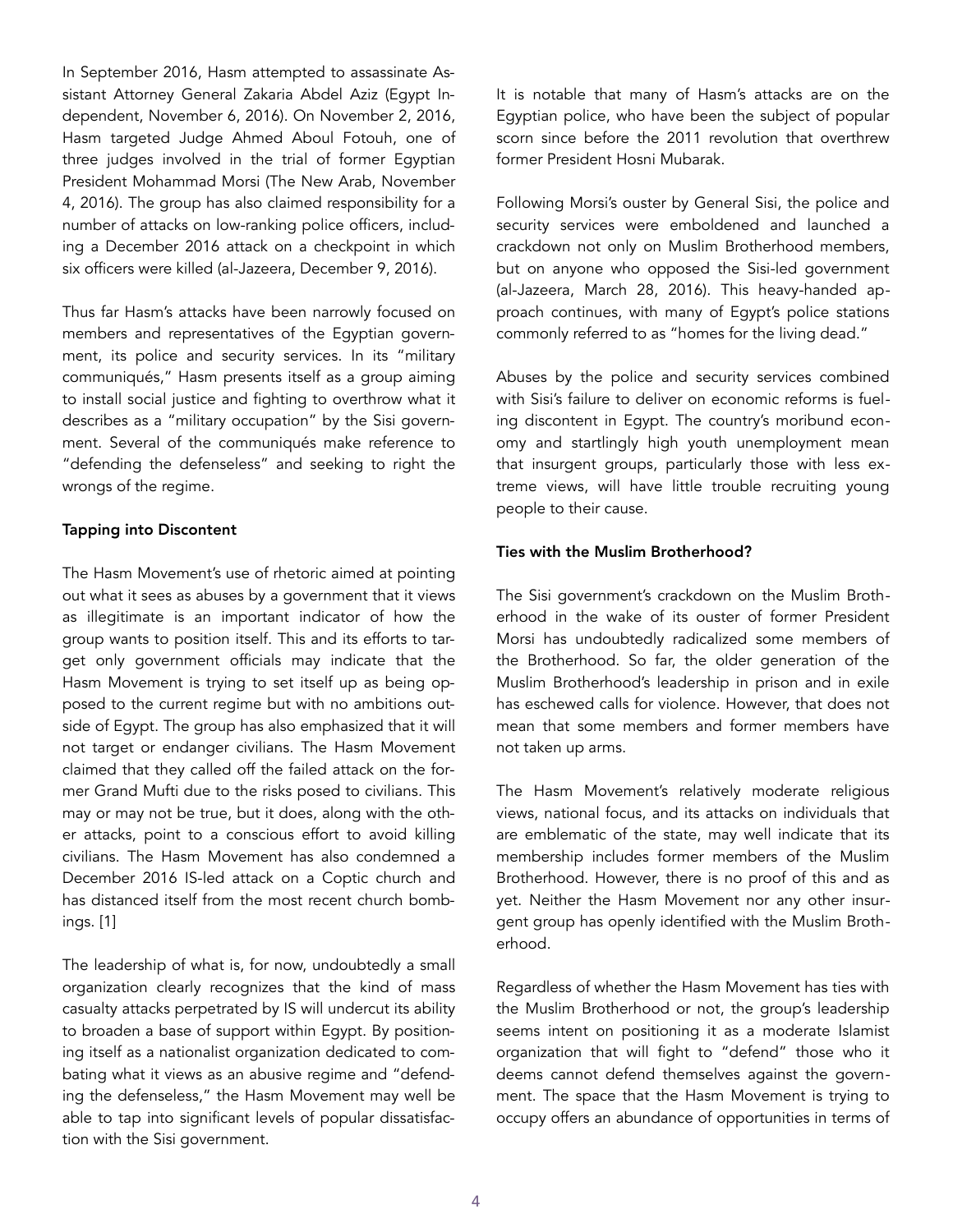In September 2016, Hasm attempted to assassinate Assistant Attorney General Zakaria Abdel Aziz (Egypt Independent, November 6, 2016). On November 2, 2016, Hasm targeted Judge Ahmed Aboul Fotouh, one of three judges involved in the trial of former Egyptian President Mohammad Morsi (The New Arab, November 4, 2016). The group has also claimed responsibility for a number of attacks on low-ranking police officers, including a December 2016 attack on a checkpoint in which six officers were killed (al-Jazeera, December 9, 2016).

Thus far Hasm's attacks have been narrowly focused on members and representatives of the Egyptian government, its police and security services. In its "military communiqués," Hasm presents itself as a group aiming to install social justice and fighting to overthrow what it describes as a "military occupation" by the Sisi government. Several of the communiqués make reference to "defending the defenseless" and seeking to right the wrongs of the regime.

**Tapping into Discontent**

The Hasm Movement's use of rhetoric aimed at pointing out what it sees as abuses by a government that it views as illegitimate is an important indicator of how the group wants to position itself. This and its efforts to target only government officials may indicate that the Hasm Movement is trying to set itself up as being opposed to the current regime but with no ambitions outside of Egypt. The group has also emphasized that it will not target or endanger civilians. The Hasm Movement claimed that they called off the failed attack on the former Grand Mufti due to the risks posed to civilians. This may or may not be true, but it does, along with the other attacks, point to a conscious effort to avoid killing civilians. The Hasm Movement has also condemned a December 2016 IS-led attack on a Coptic church and has distanced itself from the most recent church bombings. [1]

The leadership of what is, for now, undoubtedly a small organization clearly recognizes that the kind of mass casualty attacks perpetrated by IS will undercut its ability to broaden a base of support within Egypt. By positioning itself as a nationalist organization dedicated to combating what it views as an abusive regime and "defending the defenseless," the Hasm Movement may well be able to tap into significant levels of popular dissatisfaction with the Sisi government.

It is notable that many of Hasm's attacks are on the Egyptian police, who have been the subject of popular scorn since before the 2011 revolution that overthrew former President Hosni Mubarak.

Following Morsi's ouster by General Sisi, the police and security services were emboldened and launched a crackdown not only on Muslim Brotherhood members, but on anyone who opposed the Sisi-led government (al-Jazeera, March 28, 2016). This heavy-handed approach continues, with many of Egypt's police stations commonly referred to as "homes for the living dead."

Abuses by the police and security services combined with Sisi's failure to deliver on economic reforms is fueling discontent in Egypt. The country's moribund economy and startlingly high youth unemployment mean that insurgent groups, particularly those with less extreme views, will have little trouble recruiting young people to their cause.

**Ties with the Muslim Brotherhood?**

The Sisi government's crackdown on the Muslim Brotherhood in the wake of its ouster of former President Morsi has undoubtedly radicalized some members of the Brotherhood. So far, the older generation of the Muslim Brotherhood's leadership in prison and in exile has eschewed calls for violence. However, that does not mean that some members and former members have not taken up arms.

The Hasm Movement's relatively moderate religious views, national focus, and its attacks on individuals that are emblematic of the state, may well indicate that its membership includes former members of the Muslim Brotherhood. However, there is no proof of this and as yet. Neither the Hasm Movement nor any other insurgent group has openly identified with the Muslim Brotherhood.

Regardless of whether the Hasm Movement has ties with the Muslim Brotherhood or not, the group's leadership seems intent on positioning it as a moderate Islamist organization that will fight to "defend" those who it deems cannot defend themselves against the government. The space that the Hasm Movement is trying to occupy offers an abundance of opportunities in terms of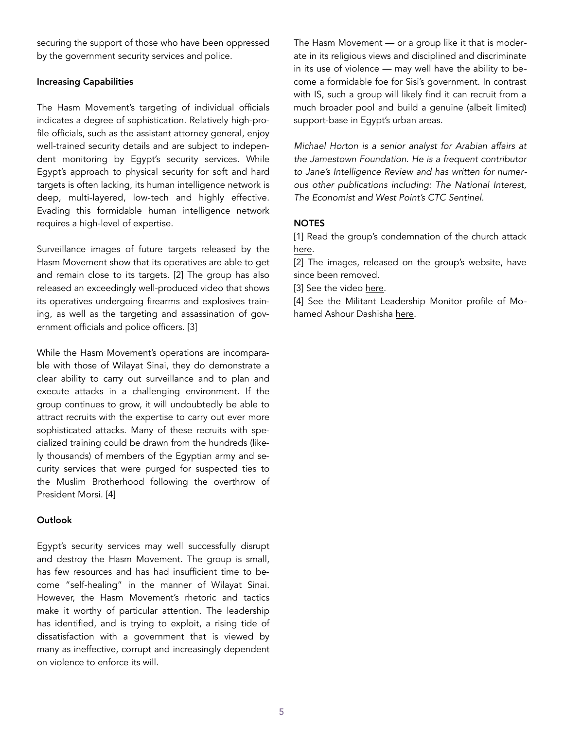securing the support of those who have been oppressed by the government security services and police.

**Increasing Capabilities**

The Hasm Movement's targeting of individual officials indicates a degree of sophistication. Relatively high-profile officials, such as the assistant attorney general, enjoy well-trained security details and are subject to independent monitoring by Egypt's security services. While Egypt's approach to physical security for soft and hard targets is often lacking, its human intelligence network is deep, multi-layered, low-tech and highly effective. Evading this formidable human intelligence network requires a high-level of expertise.

Surveillance images of future targets released by the Hasm Movement show that its operatives are able to get and remain close to its targets. [2] The group has also released an exceedingly well-produced video that shows its operatives undergoing firearms and explosives training, as well as the targeting and assassination of government officials and police officers. [3]

While the Hasm Movement's operations are incomparable with those of Wilayat Sinai, they do demonstrate a clear ability to carry out surveillance and to plan and execute attacks in a challenging environment. If the group continues to grow, it will undoubtedly be able to attract recruits with the expertise to carry out ever more sophisticated attacks. Many of these recruits with specialized training could be drawn from the hundreds (likely thousands) of members of the Egyptian army and security services that were purged for suspected ties to the Muslim Brotherhood following the overthrow of President Morsi. [4]

**Outlook**

Egypt's security services may well successfully disrupt and destroy the Hasm Movement. The group is small, has few resources and has had insufficient time to become "self-healing" in the manner of Wilayat Sinai. However, the Hasm Movement's rhetoric and tactics make it worthy of particular attention. The leadership has identified, and is trying to exploit, a rising tide of dissatisfaction with a government that is viewed by many as ineffective, corrupt and increasingly dependent on violence to enforce its will.

The Hasm Movement — or a group like it that is moderate in its religious views and disciplined and discriminate in its use of violence — may well have the ability to become a formidable foe for Sisi's government. In contrast with IS, such a group will likely find it can recruit from a much broader pool and build a genuine (albeit limited) support-base in Egypt's urban areas.

*Michael Horton is a senior analyst for Arabian affairs at the Jamestown Foundation. He is a frequent contributor to Jane's Intelligence Review and has written for numerous other publications including: The National Interest, The Economist and West Point's CTC Sentinel.*

**NOTES**

[1] Read the group's condemnation of the church attack here.

[2] The images, released on the group's website, have since been removed.

[3] See the video here.

[4] See the Militant Leadership Monitor profile of Mohamed Ashour Dashisha here.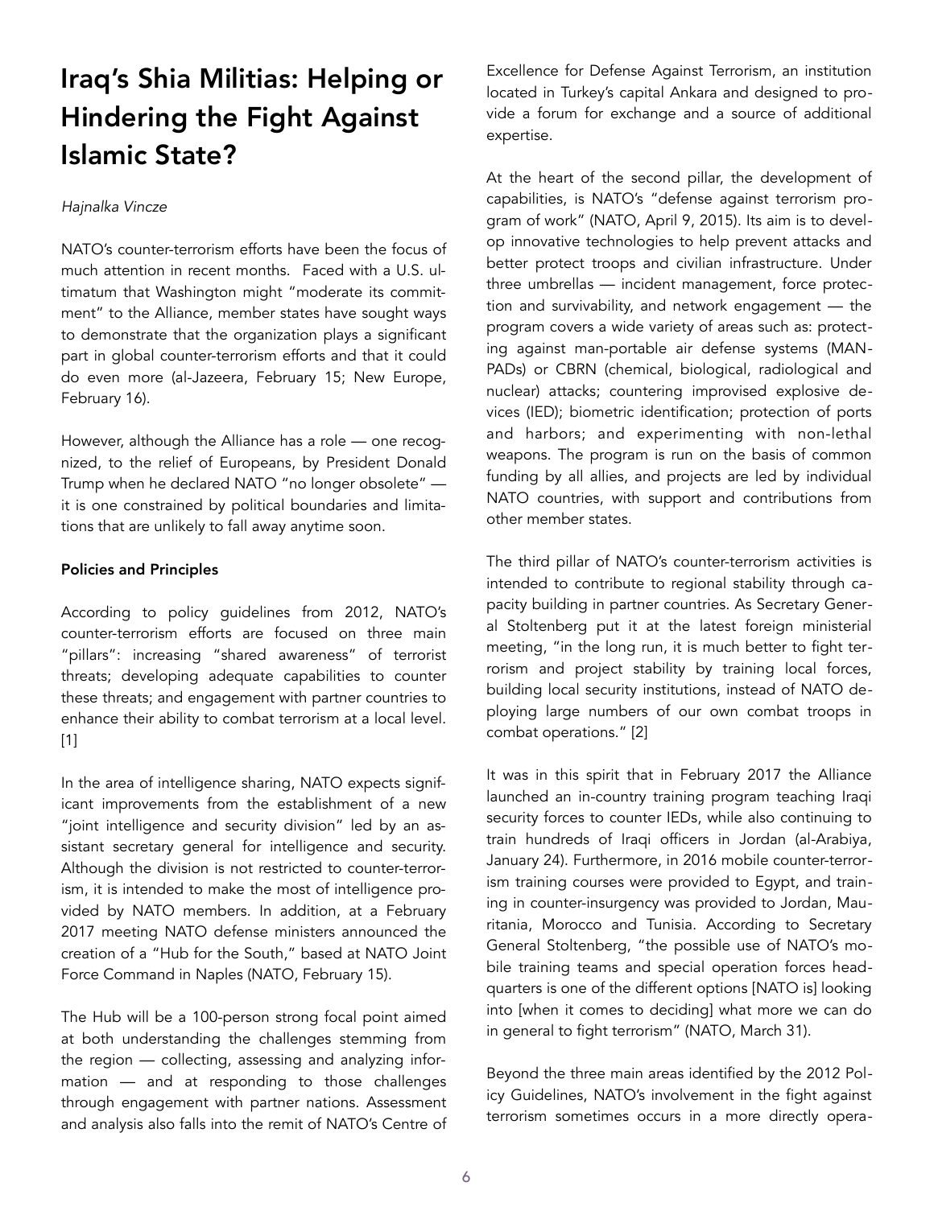# Iraq's Shia Militias: Helping or Hindering the Fight Against Islamic State?

*Hajnalka Vincze*

NATO's counter-terrorism efforts have been the focus of much attention in recent months. Faced with a U.S. ultimatum that Washington might "moderate its commitment" to the Alliance, member states have sought ways to demonstrate that the organization plays a significant part in global counter-terrorism efforts and that it could do even more (al-Jazeera, February 15; New Europe, February 16).

However, although the Alliance has a role — one recognized, to the relief of Europeans, by President Donald Trump when he declared NATO "no longer obsolete" — it is one constrained by political boundaries and limitations that are unlikely to fall away anytime soon.

**Policies and Principles**

According to policy guidelines from 2012, NATO's counter-terrorism efforts are focused on three main "pillars": increasing "shared awareness" of terrorist threats; developing adequate capabilities to counter these threats; and engagement with partner countries to enhance their ability to combat terrorism at a local level. [1]

In the area of intelligence sharing, NATO expects significant improvements from the establishment of a new "joint intelligence and security division" led by an assistant secretary general for intelligence and security. Although the division is not restricted to counter-terrorism, it is intended to make the most of intelligence provided by NATO members. In addition, at a February 2017 meeting NATO defense ministers announced the creation of a "Hub for the South," based at NATO Joint Force Command in Naples (NATO, February 15).

The Hub will be a 100-person strong focal point aimed at both understanding the challenges stemming from the region — collecting, assessing and analyzing information — and at responding to those challenges through engagement with partner nations. Assessment and analysis also falls into the remit of NATO's Centre of Excellence for Defense Against Terrorism, an institution located in Turkey's capital Ankara and designed to provide a forum for exchange and a source of additional expertise.

At the heart of the second pillar, the development of capabilities, is NATO's "defense against terrorism program of work" (NATO, April 9, 2015). Its aim is to develop innovative technologies to help prevent attacks and better protect troops and civilian infrastructure. Under three umbrellas — incident management, force protection and survivability, and network engagement — the program covers a wide variety of areas such as: protecting against man-portable air defense systems (MANPADs) or CBRN (chemical, biological, radiological and nuclear) attacks; countering improvised explosive devices (IED); biometric identification; protection of ports and harbors; and experimenting with non-lethal weapons. The program is run on the basis of common funding by all allies, and projects are led by individual NATO countries, with support and contributions from other member states.

The third pillar of NATO's counter-terrorism activities is intended to contribute to regional stability through capacity building in partner countries. As Secretary General Stoltenberg put it at the latest foreign ministerial meeting, "in the long run, it is much better to fight terrorism and project stability by training local forces, building local security institutions, instead of NATO deploying large numbers of our own combat troops in combat operations." [2]

It was in this spirit that in February 2017 the Alliance launched an in-country training program teaching Iraqi security forces to counter IEDs, while also continuing to train hundreds of Iraqi officers in Jordan (al-Arabiya, January 24). Furthermore, in 2016 mobile counter-terrorism training courses were provided to Egypt, and training in counter-insurgency was provided to Jordan, Mauritania, Morocco and Tunisia. According to Secretary General Stoltenberg, "the possible use of NATO's mobile training teams and special operation forces headquarters is one of the different options [NATO is] looking into [when it comes to deciding] what more we can do in general to fight terrorism" (NATO, March 31).

Beyond the three main areas identified by the 2012 Policy Guidelines, NATO's involvement in the fight against terrorism sometimes occurs in a more directly opera-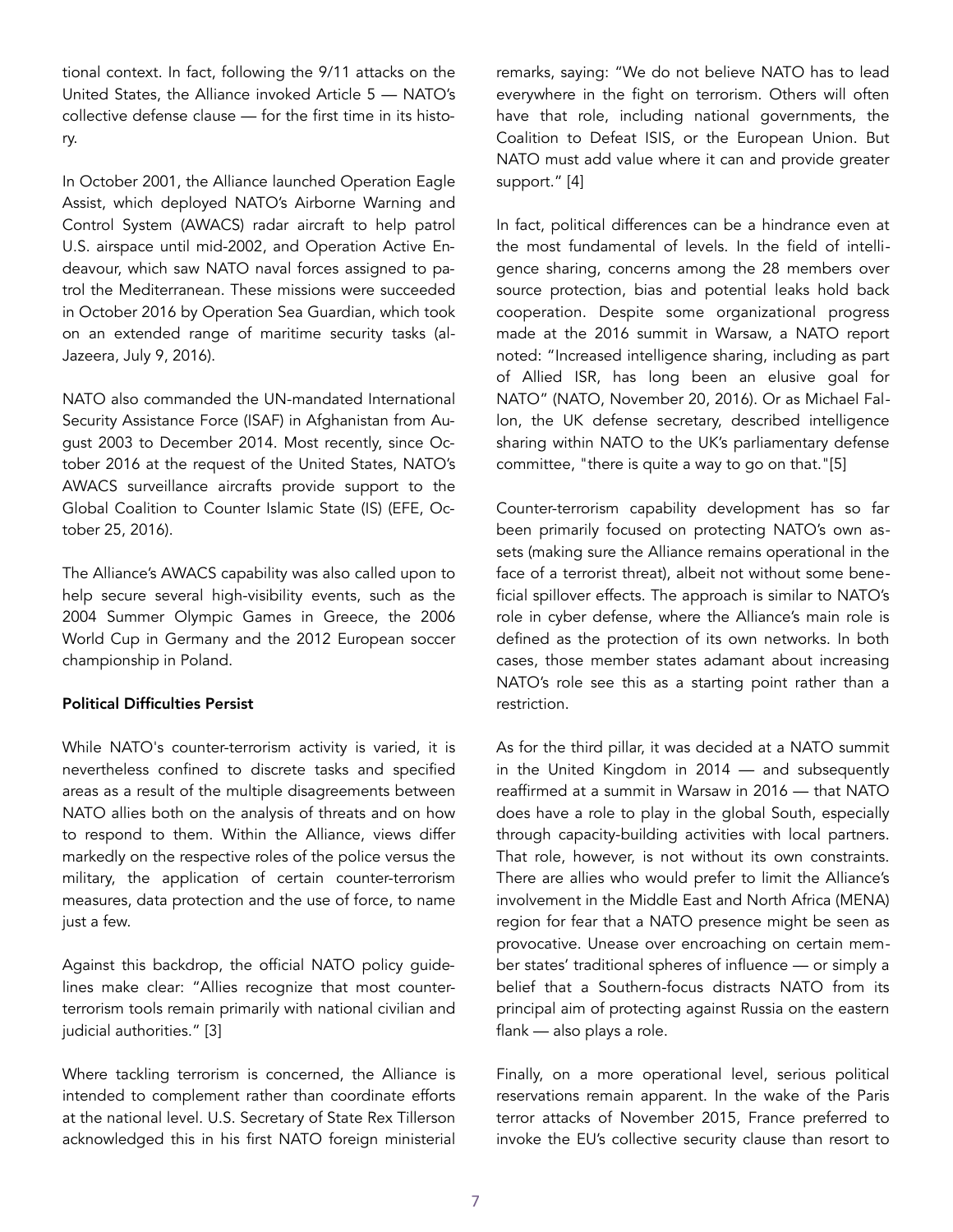tional context. In fact, following the 9/11 attacks on the United States, the Alliance invoked Article 5 — NATO's collective defense clause — for the first time in its history.

In October 2001, the Alliance launched Operation Eagle Assist, which deployed NATO's Airborne Warning and Control System (AWACS) radar aircraft to help patrol U.S. airspace until mid-2002, and Operation Active Endeavour, which saw NATO naval forces assigned to patrol the Mediterranean. These missions were succeeded in October 2016 by Operation Sea Guardian, which took on an extended range of maritime security tasks (al-Jazeera, July 9, 2016).

NATO also commanded the UN-mandated International Security Assistance Force (ISAF) in Afghanistan from August 2003 to December 2014. Most recently, since October 2016 at the request of the United States, NATO's AWACS surveillance aircrafts provide support to the Global Coalition to Counter Islamic State (IS) (EFE, October 25, 2016).

The Alliance's AWACS capability was also called upon to help secure several high-visibility events, such as the 2004 Summer Olympic Games in Greece, the 2006 World Cup in Germany and the 2012 European soccer championship in Poland.

**Political Difficulties Persist**

While NATO's counter-terrorism activity is varied, it is nevertheless confined to discrete tasks and specified areas as a result of the multiple disagreements between NATO allies both on the analysis of threats and on how to respond to them. Within the Alliance, views differ markedly on the respective roles of the police versus the military, the application of certain counter-terrorism measures, data protection and the use of force, to name just a few.

Against this backdrop, the official NATO policy guidelines make clear: "Allies recognize that most counter-terrorism tools remain primarily with national civilian and judicial authorities." [3]

Where tackling terrorism is concerned, the Alliance is intended to complement rather than coordinate efforts at the national level. U.S. Secretary of State Rex Tillerson acknowledged this in his first NATO foreign ministerial remarks, saying: "We do not believe NATO has to lead everywhere in the fight on terrorism. Others will often have that role, including national governments, the Coalition to Defeat ISIS, or the European Union. But NATO must add value where it can and provide greater support." [4]

In fact, political differences can be a hindrance even at the most fundamental of levels. In the field of intelligence sharing, concerns among the 28 members over source protection, bias and potential leaks hold back cooperation. Despite some organizational progress made at the 2016 summit in Warsaw, a NATO report noted: "Increased intelligence sharing, including as part of Allied ISR, has long been an elusive goal for NATO" (NATO, November 20, 2016). Or as Michael Fallon, the UK defense secretary, described intelligence sharing within NATO to the UK's parliamentary defense committee, "there is quite a way to go on that."[5]

Counter-terrorism capability development has so far been primarily focused on protecting NATO's own assets (making sure the Alliance remains operational in the face of a terrorist threat), albeit not without some beneficial spillover effects. The approach is similar to NATO's role in cyber defense, where the Alliance's main role is defined as the protection of its own networks. In both cases, those member states adamant about increasing NATO's role see this as a starting point rather than a restriction.

As for the third pillar, it was decided at a NATO summit in the United Kingdom in 2014 — and subsequently reaffirmed at a summit in Warsaw in 2016 — that NATO does have a role to play in the global South, especially through capacity-building activities with local partners. That role, however, is not without its own constraints. There are allies who would prefer to limit the Alliance's involvement in the Middle East and North Africa (MENA) region for fear that a NATO presence might be seen as provocative. Unease over encroaching on certain member states' traditional spheres of influence — or simply a belief that a Southern-focus distracts NATO from its principal aim of protecting against Russia on the eastern flank — also plays a role.

Finally, on a more operational level, serious political reservations remain apparent. In the wake of the Paris terror attacks of November 2015, France preferred to invoke the EU's collective security clause than resort to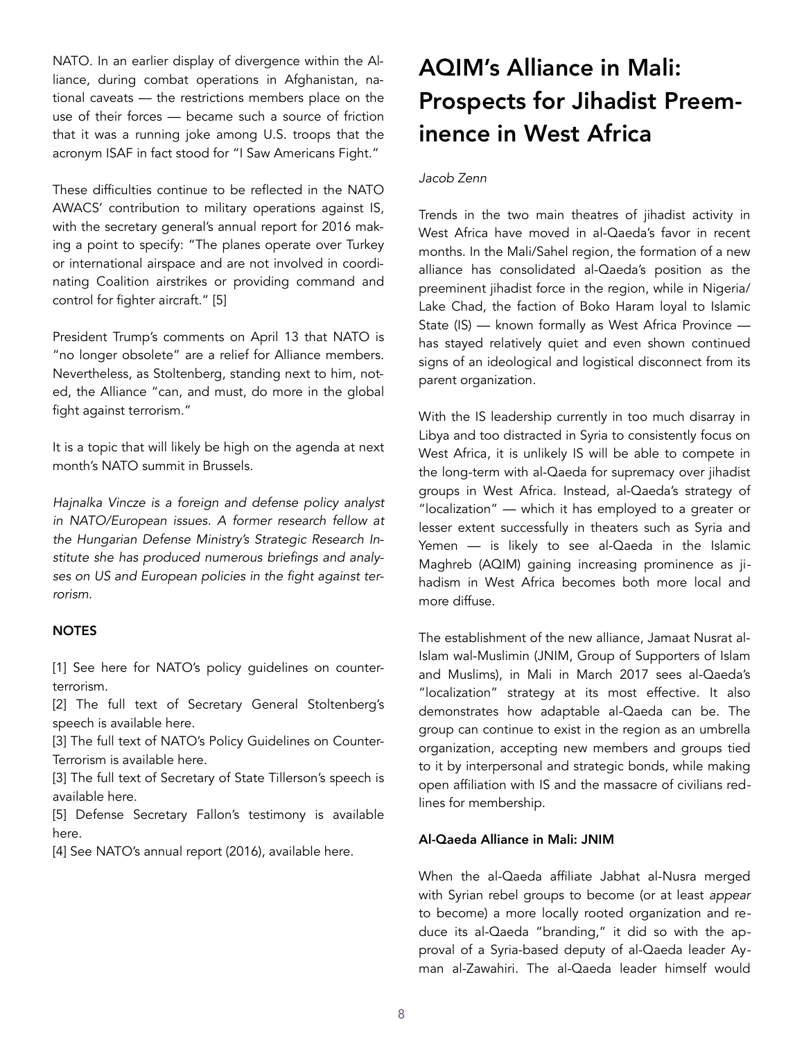NATO. In an earlier display of divergence within the Alliance, during combat operations in Afghanistan, national caveats — the restrictions members place on the use of their forces — became such a source of friction that it was a running joke among U.S. troops that the acronym ISAF in fact stood for "I Saw Americans Fight."

These difficulties continue to be reflected in the NATO AWACS' contribution to military operations against IS, with the secretary general's annual report for 2016 making a point to specify: "The planes operate over Turkey or international airspace and are not involved in coordinating Coalition airstrikes or providing command and control for fighter aircraft." [5]

President Trump's comments on April 13 that NATO is "no longer obsolete" are a relief for Alliance members. Nevertheless, as Stoltenberg, standing next to him, noted, the Alliance "can, and must, do more in the global fight against terrorism."

It is a topic that will likely be high on the agenda at next month's NATO summit in Brussels.

*Hajnalka Vincze is a foreign and defense policy analyst in NATO/European issues. A former research fellow at the Hungarian Defense Ministry's Strategic Research Institute she has produced numerous briefings and analyses on US and European policies in the fight against terrorism.*

**NOTES**

[1] See here for NATO's policy guidelines on counter-terrorism.
[2] The full text of Secretary General Stoltenberg's speech is available here.
[3] The full text of NATO's Policy Guidelines on Counter-Terrorism is available here.
[3] The full text of Secretary of State Tillerson's speech is available here.
[5] Defense Secretary Fallon's testimony is available here.
[4] See NATO's annual report (2016), available here.

# AQIM's Alliance in Mali: Prospects for Jihadist Preeminence in West Africa

*Jacob Zenn*

Trends in the two main theatres of jihadist activity in West Africa have moved in al-Qaeda's favor in recent months. In the Mali/Sahel region, the formation of a new alliance has consolidated al-Qaeda's position as the preeminent jihadist force in the region, while in Nigeria/Lake Chad, the faction of Boko Haram loyal to Islamic State (IS) — known formally as West Africa Province — has stayed relatively quiet and even shown continued signs of an ideological and logistical disconnect from its parent organization.

With the IS leadership currently in too much disarray in Libya and too distracted in Syria to consistently focus on West Africa, it is unlikely IS will be able to compete in the long-term with al-Qaeda for supremacy over jihadist groups in West Africa. Instead, al-Qaeda's strategy of "localization" — which it has employed to a greater or lesser extent successfully in theaters such as Syria and Yemen — is likely to see al-Qaeda in the Islamic Maghreb (AQIM) gaining increasing prominence as jihadism in West Africa becomes both more local and more diffuse.

The establishment of the new alliance, Jamaat Nusrat al-Islam wal-Muslimin (JNIM, Group of Supporters of Islam and Muslims), in Mali in March 2017 sees al-Qaeda's "localization" strategy at its most effective. It also demonstrates how adaptable al-Qaeda can be. The group can continue to exist in the region as an umbrella organization, accepting new members and groups tied to it by interpersonal and strategic bonds, while making open affiliation with IS and the massacre of civilians red-lines for membership.

**Al-Qaeda Alliance in Mali: JNIM**

When the al-Qaeda affiliate Jabhat al-Nusra merged with Syrian rebel groups to become (or at least *appear* to become) a more locally rooted organization and reduce its al-Qaeda "branding," it did so with the approval of a Syria-based deputy of al-Qaeda leader Ayman al-Zawahiri. The al-Qaeda leader himself would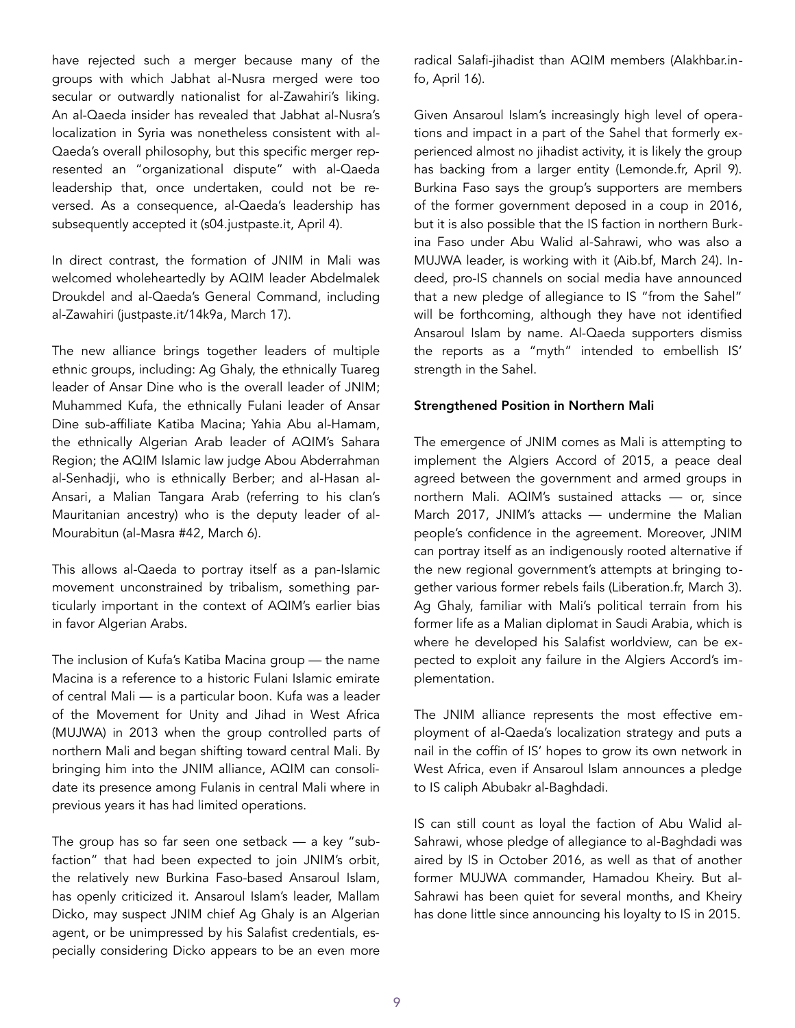have rejected such a merger because many of the groups with which Jabhat al-Nusra merged were too secular or outwardly nationalist for al-Zawahiri's liking. An al-Qaeda insider has revealed that Jabhat al-Nusra's localization in Syria was nonetheless consistent with al-Qaeda's overall philosophy, but this specific merger represented an "organizational dispute" with al-Qaeda leadership that, once undertaken, could not be reversed. As a consequence, al-Qaeda's leadership has subsequently accepted it (s04.justpaste.it, April 4).

In direct contrast, the formation of JNIM in Mali was welcomed wholeheartedly by AQIM leader Abdelmalek Droukdel and al-Qaeda's General Command, including al-Zawahiri (justpaste.it/14k9a, March 17).

The new alliance brings together leaders of multiple ethnic groups, including: Ag Ghaly, the ethnically Tuareg leader of Ansar Dine who is the overall leader of JNIM; Muhammed Kufa, the ethnically Fulani leader of Ansar Dine sub-affiliate Katiba Macina; Yahia Abu al-Hamam, the ethnically Algerian Arab leader of AQIM's Sahara Region; the AQIM Islamic law judge Abou Abderrahman al-Senhadji, who is ethnically Berber; and al-Hasan al-Ansari, a Malian Tangara Arab (referring to his clan's Mauritanian ancestry) who is the deputy leader of al-Mourabitun (al-Masra #42, March 6).

This allows al-Qaeda to portray itself as a pan-Islamic movement unconstrained by tribalism, something particularly important in the context of AQIM's earlier bias in favor Algerian Arabs.

The inclusion of Kufa's Katiba Macina group — the name Macina is a reference to a historic Fulani Islamic emirate of central Mali — is a particular boon. Kufa was a leader of the Movement for Unity and Jihad in West Africa (MUJWA) in 2013 when the group controlled parts of northern Mali and began shifting toward central Mali. By bringing him into the JNIM alliance, AQIM can consolidate its presence among Fulanis in central Mali where in previous years it has had limited operations.

The group has so far seen one setback — a key "sub-faction" that had been expected to join JNIM's orbit, the relatively new Burkina Faso-based Ansaroul Islam, has openly criticized it. Ansaroul Islam's leader, Mallam Dicko, may suspect JNIM chief Ag Ghaly is an Algerian agent, or be unimpressed by his Salafist credentials, especially considering Dicko appears to be an even more radical Salafi-jihadist than AQIM members (Alakhbar.info, April 16).

Given Ansaroul Islam's increasingly high level of operations and impact in a part of the Sahel that formerly experienced almost no jihadist activity, it is likely the group has backing from a larger entity (Lemonde.fr, April 9). Burkina Faso says the group's supporters are members of the former government deposed in a coup in 2016, but it is also possible that the IS faction in northern Burkina Faso under Abu Walid al-Sahrawi, who was also a MUJWA leader, is working with it (Aib.bf, March 24). Indeed, pro-IS channels on social media have announced that a new pledge of allegiance to IS "from the Sahel" will be forthcoming, although they have not identified Ansaroul Islam by name. Al-Qaeda supporters dismiss the reports as a "myth" intended to embellish IS' strength in the Sahel.

**Strengthened Position in Northern Mali**

The emergence of JNIM comes as Mali is attempting to implement the Algiers Accord of 2015, a peace deal agreed between the government and armed groups in northern Mali. AQIM's sustained attacks — or, since March 2017, JNIM's attacks — undermine the Malian people's confidence in the agreement. Moreover, JNIM can portray itself as an indigenously rooted alternative if the new regional government's attempts at bringing together various former rebels fails (Liberation.fr, March 3). Ag Ghaly, familiar with Mali's political terrain from his former life as a Malian diplomat in Saudi Arabia, which is where he developed his Salafist worldview, can be expected to exploit any failure in the Algiers Accord's implementation.

The JNIM alliance represents the most effective employment of al-Qaeda's localization strategy and puts a nail in the coffin of IS' hopes to grow its own network in West Africa, even if Ansaroul Islam announces a pledge to IS caliph Abubakr al-Baghdadi.

IS can still count as loyal the faction of Abu Walid al-Sahrawi, whose pledge of allegiance to al-Baghdadi was aired by IS in October 2016, as well as that of another former MUJWA commander, Hamadou Kheiry. But al-Sahrawi has been quiet for several months, and Kheiry has done little since announcing his loyalty to IS in 2015.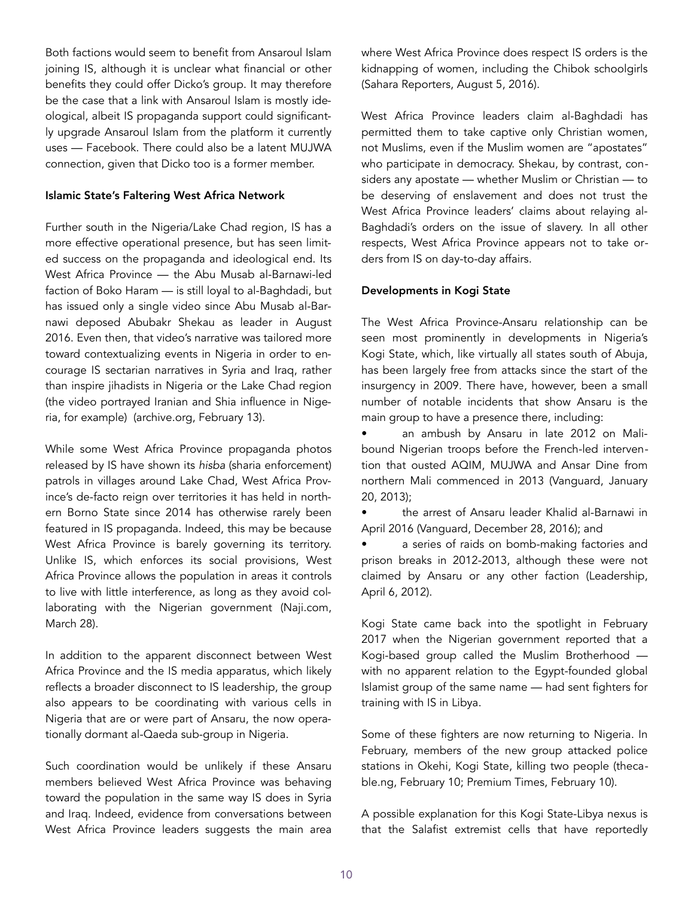Both factions would seem to benefit from Ansaroul Islam joining IS, although it is unclear what financial or other benefits they could offer Dicko's group. It may therefore be the case that a link with Ansaroul Islam is mostly ideological, albeit IS propaganda support could significantly upgrade Ansaroul Islam from the platform it currently uses — Facebook. There could also be a latent MUJWA connection, given that Dicko too is a former member.

### Islamic State's Faltering West Africa Network

Further south in the Nigeria/Lake Chad region, IS has a more effective operational presence, but has seen limited success on the propaganda and ideological end. Its West Africa Province — the Abu Musab al-Barnawi-led faction of Boko Haram — is still loyal to al-Baghdadi, but has issued only a single video since Abu Musab al-Barnawi deposed Abubakr Shekau as leader in August 2016. Even then, that video's narrative was tailored more toward contextualizing events in Nigeria in order to encourage IS sectarian narratives in Syria and Iraq, rather than inspire jihadists in Nigeria or the Lake Chad region (the video portrayed Iranian and Shia influence in Nigeria, for example) (archive.org, February 13).

While some West Africa Province propaganda photos released by IS have shown its *hisba* (sharia enforcement) patrols in villages around Lake Chad, West Africa Province's de-facto reign over territories it has held in northern Borno State since 2014 has otherwise rarely been featured in IS propaganda. Indeed, this may be because West Africa Province is barely governing its territory. Unlike IS, which enforces its social provisions, West Africa Province allows the population in areas it controls to live with little interference, as long as they avoid collaborating with the Nigerian government (Naji.com, March 28).

In addition to the apparent disconnect between West Africa Province and the IS media apparatus, which likely reflects a broader disconnect to IS leadership, the group also appears to be coordinating with various cells in Nigeria that are or were part of Ansaru, the now operationally dormant al-Qaeda sub-group in Nigeria.

Such coordination would be unlikely if these Ansaru members believed West Africa Province was behaving toward the population in the same way IS does in Syria and Iraq. Indeed, evidence from conversations between West Africa Province leaders suggests the main area where West Africa Province does respect IS orders is the kidnapping of women, including the Chibok schoolgirls (Sahara Reporters, August 5, 2016).

West Africa Province leaders claim al-Baghdadi has permitted them to take captive only Christian women, not Muslims, even if the Muslim women are "apostates" who participate in democracy. Shekau, by contrast, considers any apostate — whether Muslim or Christian — to be deserving of enslavement and does not trust the West Africa Province leaders' claims about relaying al-Baghdadi's orders on the issue of slavery. In all other respects, West Africa Province appears not to take orders from IS on day-to-day affairs.

### Developments in Kogi State

The West Africa Province-Ansaru relationship can be seen most prominently in developments in Nigeria's Kogi State, which, like virtually all states south of Abuja, has been largely free from attacks since the start of the insurgency in 2009. There have, however, been a small number of notable incidents that show Ansaru is the main group to have a presence there, including:

- an ambush by Ansaru in late 2012 on Mali-bound Nigerian troops before the French-led intervention that ousted AQIM, MUJWA and Ansar Dine from northern Mali commenced in 2013 (Vanguard, January 20, 2013);
- the arrest of Ansaru leader Khalid al-Barnawi in April 2016 (Vanguard, December 28, 2016); and
- a series of raids on bomb-making factories and prison breaks in 2012-2013, although these were not claimed by Ansaru or any other faction (Leadership, April 6, 2012).

Kogi State came back into the spotlight in February 2017 when the Nigerian government reported that a Kogi-based group called the Muslim Brotherhood — with no apparent relation to the Egypt-founded global Islamist group of the same name — had sent fighters for training with IS in Libya.

Some of these fighters are now returning to Nigeria. In February, members of the new group attacked police stations in Okehi, Kogi State, killing two people (thecable.ng, February 10; Premium Times, February 10).

A possible explanation for this Kogi State-Libya nexus is that the Salafist extremist cells that have reportedly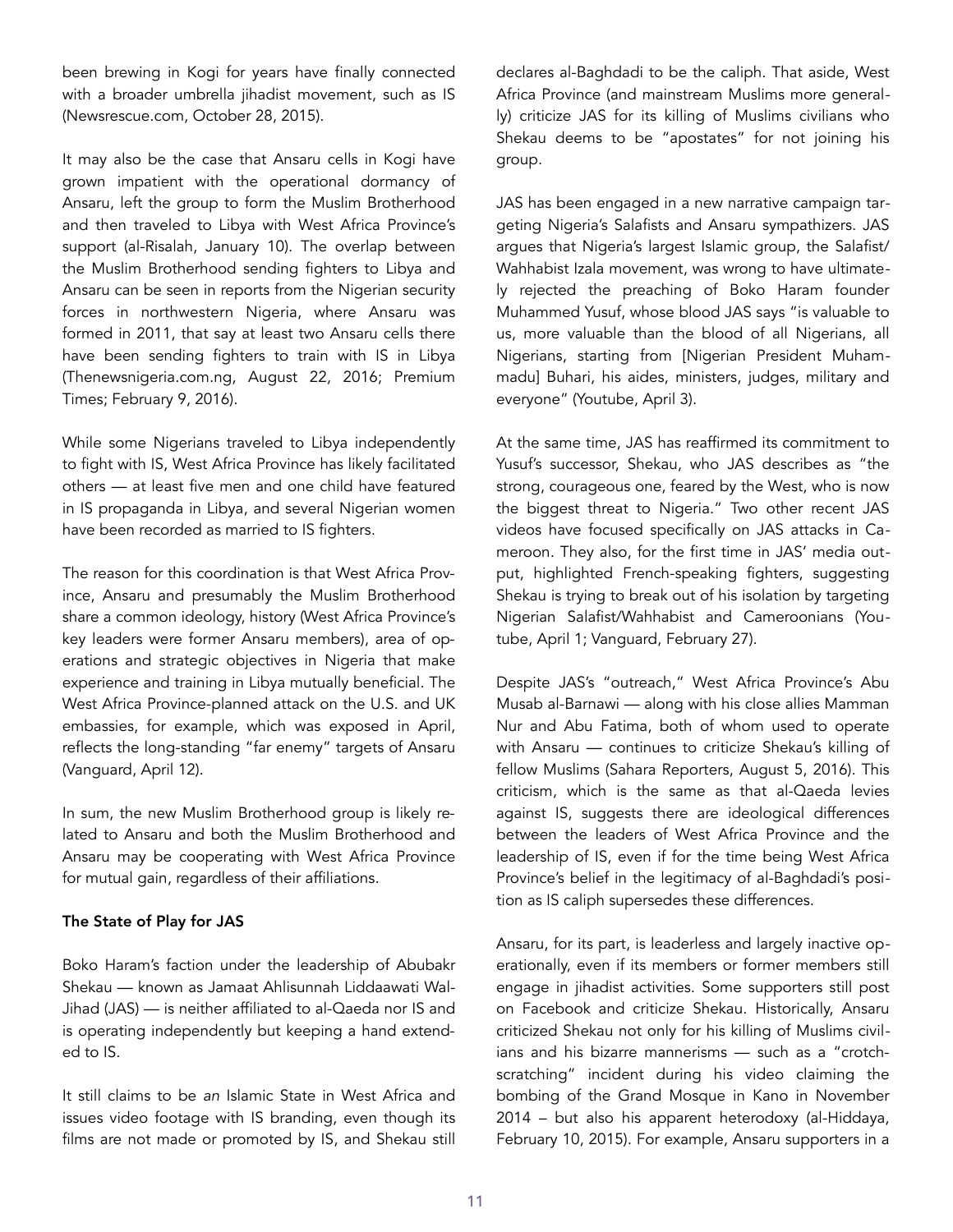been brewing in Kogi for years have finally connected with a broader umbrella jihadist movement, such as IS (Newsrescue.com, October 28, 2015).

It may also be the case that Ansaru cells in Kogi have grown impatient with the operational dormancy of Ansaru, left the group to form the Muslim Brotherhood and then traveled to Libya with West Africa Province's support (al-Risalah, January 10). The overlap between the Muslim Brotherhood sending fighters to Libya and Ansaru can be seen in reports from the Nigerian security forces in northwestern Nigeria, where Ansaru was formed in 2011, that say at least two Ansaru cells there have been sending fighters to train with IS in Libya (Thenewsnigeria.com.ng, August 22, 2016; Premium Times; February 9, 2016).

While some Nigerians traveled to Libya independently to fight with IS, West Africa Province has likely facilitated others — at least five men and one child have featured in IS propaganda in Libya, and several Nigerian women have been recorded as married to IS fighters.

The reason for this coordination is that West Africa Province, Ansaru and presumably the Muslim Brotherhood share a common ideology, history (West Africa Province's key leaders were former Ansaru members), area of operations and strategic objectives in Nigeria that make experience and training in Libya mutually beneficial. The West Africa Province-planned attack on the U.S. and UK embassies, for example, which was exposed in April, reflects the long-standing "far enemy" targets of Ansaru (Vanguard, April 12).

In sum, the new Muslim Brotherhood group is likely related to Ansaru and both the Muslim Brotherhood and Ansaru may be cooperating with West Africa Province for mutual gain, regardless of their affiliations.

**The State of Play for JAS**

Boko Haram's faction under the leadership of Abubakr Shekau — known as Jamaat Ahlisunnah Liddaawati Wal-Jihad (JAS) — is neither affiliated to al-Qaeda nor IS and is operating independently but keeping a hand extended to IS.

It still claims to be *an* Islamic State in West Africa and issues video footage with IS branding, even though its films are not made or promoted by IS, and Shekau still declares al-Baghdadi to be the caliph. That aside, West Africa Province (and mainstream Muslims more generally) criticize JAS for its killing of Muslims civilians who Shekau deems to be "apostates" for not joining his group.

JAS has been engaged in a new narrative campaign targeting Nigeria's Salafists and Ansaru sympathizers. JAS argues that Nigeria's largest Islamic group, the Salafist/Wahhabist Izala movement, was wrong to have ultimately rejected the preaching of Boko Haram founder Muhammed Yusuf, whose blood JAS says "is valuable to us, more valuable than the blood of all Nigerians, all Nigerians, starting from [Nigerian President Muhammadu] Buhari, his aides, ministers, judges, military and everyone" (Youtube, April 3).

At the same time, JAS has reaffirmed its commitment to Yusuf's successor, Shekau, who JAS describes as "the strong, courageous one, feared by the West, who is now the biggest threat to Nigeria." Two other recent JAS videos have focused specifically on JAS attacks in Cameroon. They also, for the first time in JAS' media output, highlighted French-speaking fighters, suggesting Shekau is trying to break out of his isolation by targeting Nigerian Salafist/Wahhabist and Cameroonians (Youtube, April 1; Vanguard, February 27).

Despite JAS's "outreach," West Africa Province's Abu Musab al-Barnawi — along with his close allies Mamman Nur and Abu Fatima, both of whom used to operate with Ansaru — continues to criticize Shekau's killing of fellow Muslims (Sahara Reporters, August 5, 2016). This criticism, which is the same as that al-Qaeda levies against IS, suggests there are ideological differences between the leaders of West Africa Province and the leadership of IS, even if for the time being West Africa Province's belief in the legitimacy of al-Baghdadi's position as IS caliph supersedes these differences.

Ansaru, for its part, is leaderless and largely inactive operationally, even if its members or former members still engage in jihadist activities. Some supporters still post on Facebook and criticize Shekau. Historically, Ansaru criticized Shekau not only for his killing of Muslims civilians and his bizarre mannerisms — such as a "crotch-scratching" incident during his video claiming the bombing of the Grand Mosque in Kano in November 2014 – but also his apparent heterodoxy (al-Hiddaya, February 10, 2015). For example, Ansaru supporters in a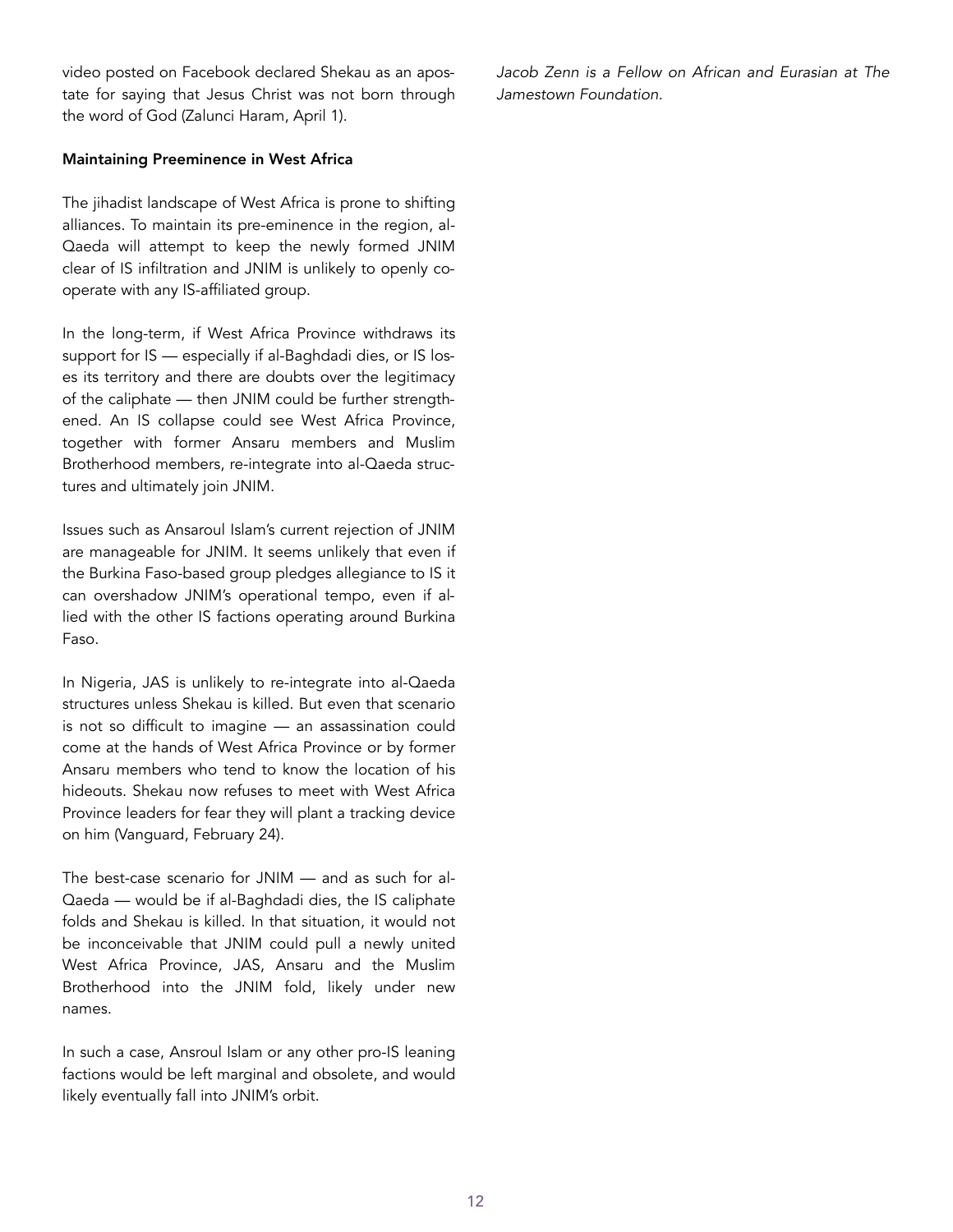video posted on Facebook declared Shekau as an apostate for saying that Jesus Christ was not born through the word of God (Zalunci Haram, April 1).

**Maintaining Preeminence in West Africa**

The jihadist landscape of West Africa is prone to shifting alliances. To maintain its pre-eminence in the region, al-Qaeda will attempt to keep the newly formed JNIM clear of IS infiltration and JNIM is unlikely to openly cooperate with any IS-affiliated group.

In the long-term, if West Africa Province withdraws its support for IS — especially if al-Baghdadi dies, or IS loses its territory and there are doubts over the legitimacy of the caliphate — then JNIM could be further strengthened. An IS collapse could see West Africa Province, together with former Ansaru members and Muslim Brotherhood members, re-integrate into al-Qaeda structures and ultimately join JNIM.

Issues such as Ansaroul Islam's current rejection of JNIM are manageable for JNIM. It seems unlikely that even if the Burkina Faso-based group pledges allegiance to IS it can overshadow JNIM's operational tempo, even if allied with the other IS factions operating around Burkina Faso.

In Nigeria, JAS is unlikely to re-integrate into al-Qaeda structures unless Shekau is killed. But even that scenario is not so difficult to imagine — an assassination could come at the hands of West Africa Province or by former Ansaru members who tend to know the location of his hideouts. Shekau now refuses to meet with West Africa Province leaders for fear they will plant a tracking device on him (Vanguard, February 24).

The best-case scenario for JNIM — and as such for al-Qaeda — would be if al-Baghdadi dies, the IS caliphate folds and Shekau is killed. In that situation, it would not be inconceivable that JNIM could pull a newly united West Africa Province, JAS, Ansaru and the Muslim Brotherhood into the JNIM fold, likely under new names.

In such a case, Ansroul Islam or any other pro-IS leaning factions would be left marginal and obsolete, and would likely eventually fall into JNIM's orbit.

*Jacob Zenn is a Fellow on African and Eurasian at The Jamestown Foundation.*